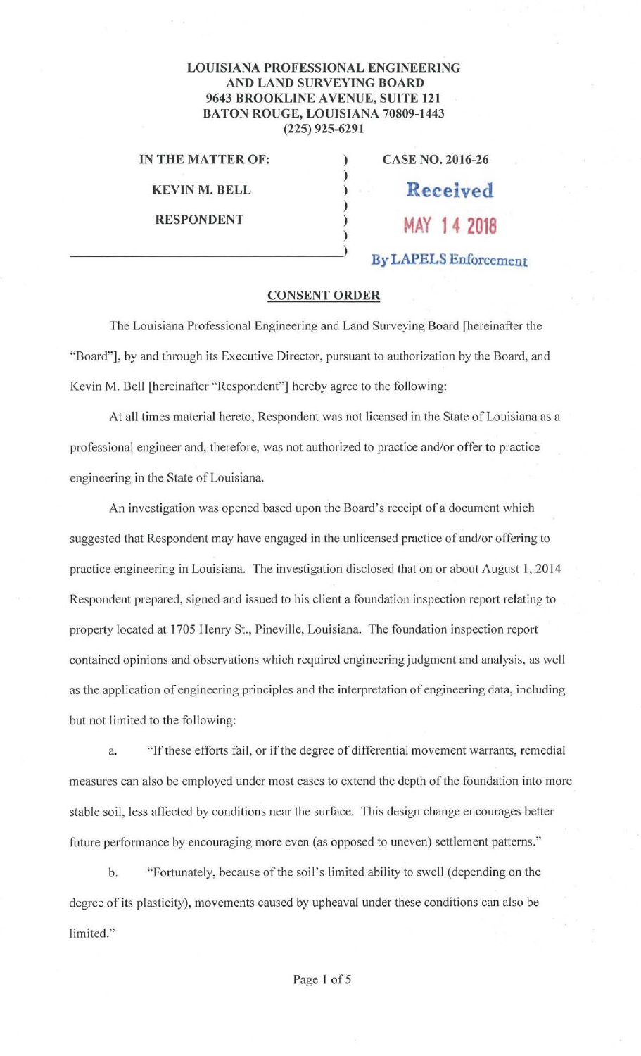**LOUISIANA PROFESSIONAL ENGINEERING AND LAND SURVEYING BOARD**
**9643 BROOKLINE AVENUE, SUITE 121**
**BATON ROUGE, LOUISIANA 70809-1443**
**(225) 925-6291**

| | | |
|---|---|---|
| **IN THE MATTER OF:** | ) | **CASE NO. 2016-26** |
| **KEVIN M. BELL** | ) | Received |
| **RESPONDENT** | ) | MAY 14 2018 |
| | ) | By LAPELS Enforcement |

## CONSENT ORDER

The Louisiana Professional Engineering and Land Surveying Board [hereinafter the "Board"], by and through its Executive Director, pursuant to authorization by the Board, and Kevin M. Bell [hereinafter "Respondent"] hereby agree to the following:

At all times material hereto, Respondent was not licensed in the State of Louisiana as a professional engineer and, therefore, was not authorized to practice and/or offer to practice engineering in the State of Louisiana.

An investigation was opened based upon the Board's receipt of a document which suggested that Respondent may have engaged in the unlicensed practice of and/or offering to practice engineering in Louisiana. The investigation disclosed that on or about August 1, 2014 Respondent prepared, signed and issued to his client a foundation inspection report relating to property located at 1705 Henry St., Pineville, Louisiana. The foundation inspection report contained opinions and observations which required engineering judgment and analysis, as well as the application of engineering principles and the interpretation of engineering data, including but not limited to the following:

a. "If these efforts fail, or if the degree of differential movement warrants, remedial measures can also be employed under most cases to extend the depth of the foundation into more stable soil, less affected by conditions near the surface. This design change encourages better future performance by encouraging more even (as opposed to uneven) settlement patterns."

b. "Fortunately, because of the soil's limited ability to swell (depending on the degree of its plasticity), movements caused by upheaval under these conditions can also be limited."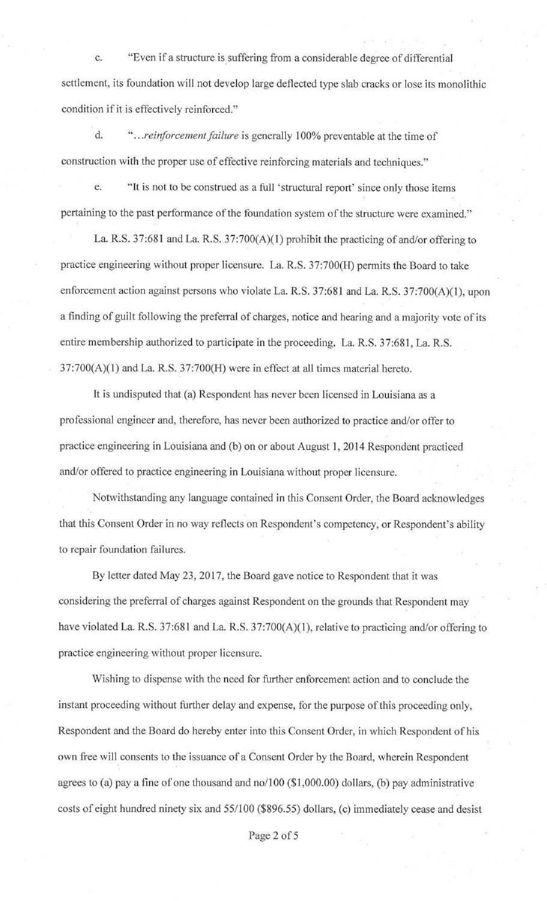c. "Even if a structure is suffering from a considerable degree of differential settlement, its foundation will not develop large deflected type slab cracks or lose its monolithic condition if it is effectively reinforced."

d. "...*reinforcement failure* is generally 100% preventable at the time of construction with the proper use of effective reinforcing materials and techniques."

e. "It is not to be construed as a full 'structural report' since only those items pertaining to the past performance of the foundation system of the structure were examined."

La. R.S. 37:681 and La. R.S. 37:700(A)(1) prohibit the practicing of and/or offering to practice engineering without proper licensure. La. R.S. 37:700(H) permits the Board to take enforcement action against persons who violate La. R.S. 37:681 and La. R.S. 37:700(A)(1), upon a finding of guilt following the preferral of charges, notice and hearing and a majority vote of its entire membership authorized to participate in the proceeding. La. R.S. 37:681, La. R.S. 37:700(A)(1) and La. R.S. 37:700(H) were in effect at all times material hereto.

It is undisputed that (a) Respondent has never been licensed in Louisiana as a professional engineer and, therefore, has never been authorized to practice and/or offer to practice engineering in Louisiana and (b) on or about August 1, 2014 Respondent practiced and/or offered to practice engineering in Louisiana without proper licensure.

Notwithstanding any language contained in this Consent Order, the Board acknowledges that this Consent Order in no way reflects on Respondent's competency, or Respondent's ability to repair foundation failures.

By letter dated May 23, 2017, the Board gave notice to Respondent that it was considering the preferral of charges against Respondent on the grounds that Respondent may have violated La. R.S. 37:681 and La. R.S. 37:700(A)(1), relative to practicing and/or offering to practice engineering without proper licensure.

Wishing to dispense with the need for further enforcement action and to conclude the instant proceeding without further delay and expense, for the purpose of this proceeding only, Respondent and the Board do hereby enter into this Consent Order, in which Respondent of his own free will consents to the issuance of a Consent Order by the Board, wherein Respondent agrees to (a) pay a fine of one thousand and no/100 ($1,000.00) dollars, (b) pay administrative costs of eight hundred ninety six and 55/100 ($896.55) dollars, (c) immediately cease and desist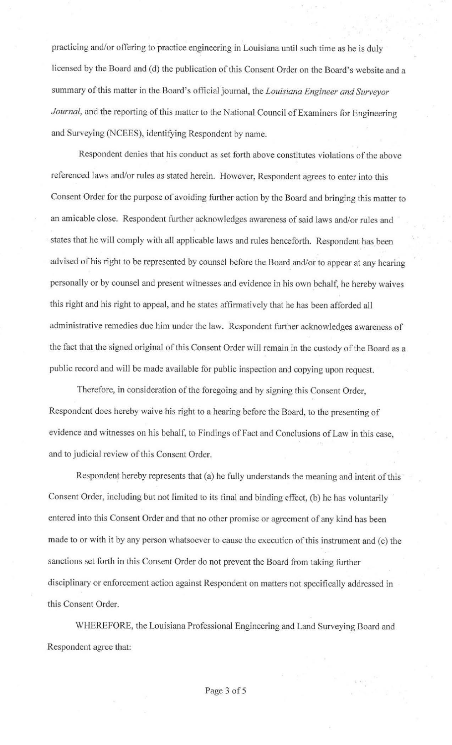practicing and/or offering to practice engineering in Louisiana until such time as he is duly licensed by the Board and (d) the publication of this Consent Order on the Board's website and a summary of this matter in the Board's official journal, the *Louisiana Engineer and Surveyor Journal*, and the reporting of this matter to the National Council of Examiners for Engineering and Surveying (NCEES), identifying Respondent by name.

Respondent denies that his conduct as set forth above constitutes violations of the above referenced laws and/or rules as stated herein. However, Respondent agrees to enter into this Consent Order for the purpose of avoiding further action by the Board and bringing this matter to an amicable close. Respondent further acknowledges awareness of said laws and/or rules and states that he will comply with all applicable laws and rules henceforth. Respondent has been advised of his right to be represented by counsel before the Board and/or to appear at any hearing personally or by counsel and present witnesses and evidence in his own behalf, he hereby waives this right and his right to appeal, and he states affirmatively that he has been afforded all administrative remedies due him under the law. Respondent further acknowledges awareness of the fact that the signed original of this Consent Order will remain in the custody of the Board as a public record and will be made available for public inspection and copying upon request.

Therefore, in consideration of the foregoing and by signing this Consent Order, Respondent does hereby waive his right to a hearing before the Board, to the presenting of evidence and witnesses on his behalf, to Findings of Fact and Conclusions of Law in this case, and to judicial review of this Consent Order.

Respondent hereby represents that (a) he fully understands the meaning and intent of this Consent Order, including but not limited to its final and binding effect, (b) he has voluntarily entered into this Consent Order and that no other promise or agreement of any kind has been made to or with it by any person whatsoever to cause the execution of this instrument and (c) the sanctions set forth in this Consent Order do not prevent the Board from taking further disciplinary or enforcement action against Respondent on matters not specifically addressed in this Consent Order.

WHEREFORE, the Louisiana Professional Engineering and Land Surveying Board and Respondent agree that: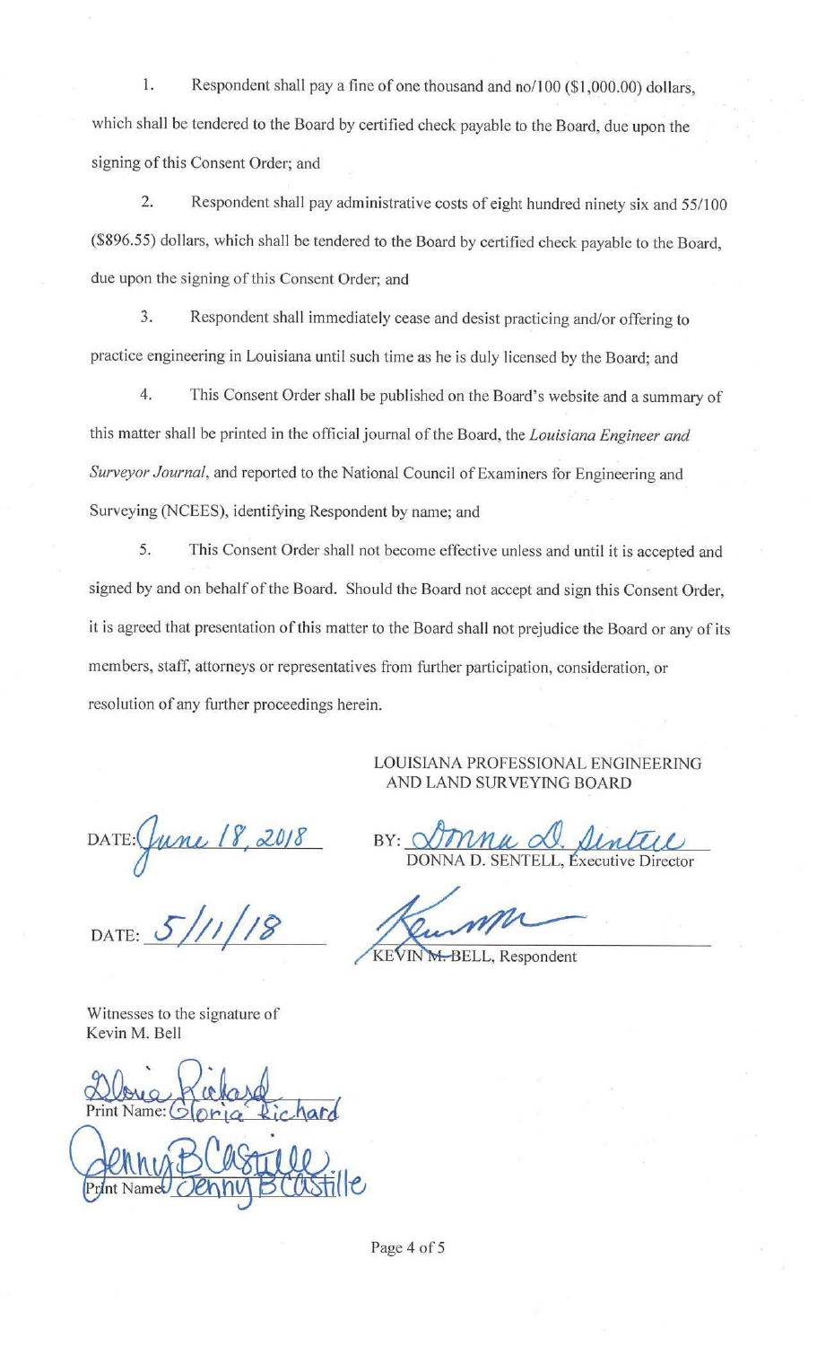1. Respondent shall pay a fine of one thousand and no/100 ($1,000.00) dollars, which shall be tendered to the Board by certified check payable to the Board, due upon the signing of this Consent Order; and

2. Respondent shall pay administrative costs of eight hundred ninety six and 55/100 ($896.55) dollars, which shall be tendered to the Board by certified check payable to the Board, due upon the signing of this Consent Order; and

3. Respondent shall immediately cease and desist practicing and/or offering to practice engineering in Louisiana until such time as he is duly licensed by the Board; and

4. This Consent Order shall be published on the Board's website and a summary of this matter shall be printed in the official journal of the Board, the *Louisiana Engineer and Surveyor Journal*, and reported to the National Council of Examiners for Engineering and Surveying (NCEES), identifying Respondent by name; and

5. This Consent Order shall not become effective unless and until it is accepted and signed by and on behalf of the Board. Should the Board not accept and sign this Consent Order, it is agreed that presentation of this matter to the Board shall not prejudice the Board or any of its members, staff, attorneys or representatives from further participation, consideration, or resolution of any further proceedings herein.

LOUISIANA PROFESSIONAL ENGINEERING AND LAND SURVEYING BOARD

DATE: June 18, 2018

BY: Donna D. Sentell
DONNA D. SENTELL, Executive Director

DATE: 5/11/18

Kevin M. Bell
KEVIN M. BELL, Respondent

Witnesses to the signature of Kevin M. Bell

Gloria Richard
Print Name: Gloria Richard

Jenny B Castille
Print Name: Jenny B Castille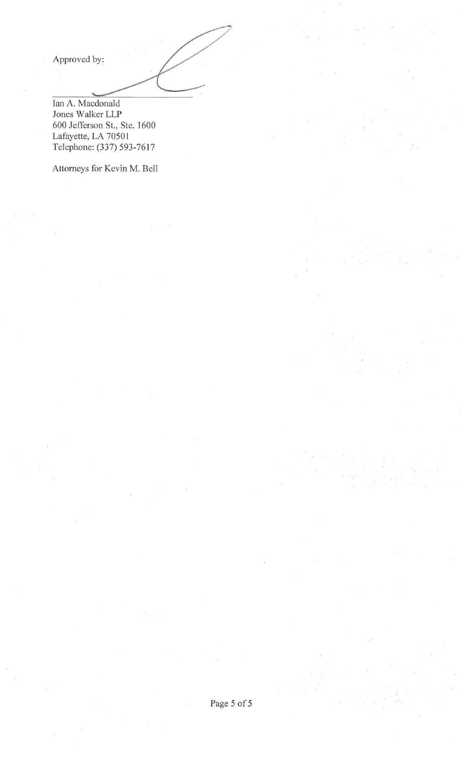Approved by: ______________________

Ian A. Macdonald
Jones Walker LLP
600 Jefferson St., Ste. 1600
Lafayette, LA 70501
Telephone: (337) 593-7617

Attorneys for Kevin M. Bell